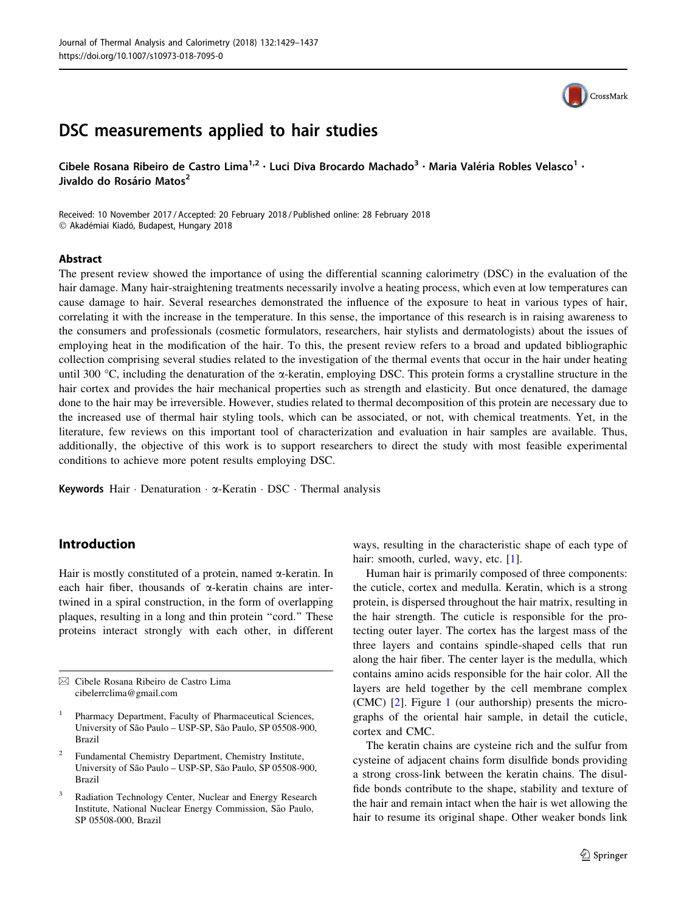# DSC measurements applied to hair studies

Cibele Rosana Ribeiro de Castro Lima[1,2] · Luci Diva Brocardo Machado[3] · Maria Valéria Robles Velasco[1] · Jivaldo do Rosário Matos[2]

Received: 10 November 2017 / Accepted: 20 February 2018 / Published online: 28 February 2018
© Akadémiai Kiadó, Budapest, Hungary 2018

## Abstract

The present review showed the importance of using the differential scanning calorimetry (DSC) in the evaluation of the hair damage. Many hair-straightening treatments necessarily involve a heating process, which even at low temperatures can cause damage to hair. Several researches demonstrated the influence of the exposure to heat in various types of hair, correlating it with the increase in the temperature. In this sense, the importance of this research is in raising awareness to the consumers and professionals (cosmetic formulators, researchers, hair stylists and dermatologists) about the issues of employing heat in the modification of the hair. To this, the present review refers to a broad and updated bibliographic collection comprising several studies related to the investigation of the thermal events that occur in the hair under heating until 300 °C, including the denaturation of the α-keratin, employing DSC. This protein forms a crystalline structure in the hair cortex and provides the hair mechanical properties such as strength and elasticity. But once denatured, the damage done to the hair may be irreversible. However, studies related to thermal decomposition of this protein are necessary due to the increased use of thermal hair styling tools, which can be associated, or not, with chemical treatments. Yet, in the literature, few reviews on this important tool of characterization and evaluation in hair samples are available. Thus, additionally, the objective of this work is to support researchers to direct the study with most feasible experimental conditions to achieve more potent results employing DSC.

**Keywords** Hair · Denaturation · α-Keratin · DSC · Thermal analysis

## Introduction

Hair is mostly constituted of a protein, named α-keratin. In each hair fiber, thousands of α-keratin chains are intertwined in a spiral construction, in the form of overlapping plaques, resulting in a long and thin protein "cord." These proteins interact strongly with each other, in different ways, resulting in the characteristic shape of each type of hair: smooth, curled, wavy, etc. [1].

Human hair is primarily composed of three components: the cuticle, cortex and medulla. Keratin, which is a strong protein, is dispersed throughout the hair matrix, resulting in the hair strength. The cuticle is responsible for the protecting outer layer. The cortex has the largest mass of the three layers and contains spindle-shaped cells that run along the hair fiber. The center layer is the medulla, which contains amino acids responsible for the hair color. All the layers are held together by the cell membrane complex (CMC) [2]. Figure 1 (our authorship) presents the micrographs of the oriental hair sample, in detail the cuticle, cortex and CMC.

The keratin chains are cysteine rich and the sulfur from cysteine of adjacent chains form disulfide bonds providing a strong cross-link between the keratin chains. The disulfide bonds contribute to the shape, stability and texture of the hair and remain intact when the hair is wet allowing the hair to resume its original shape. Other weaker bonds link

---

✉ Cibele Rosana Ribeiro de Castro Lima
cibelerrclima@gmail.com

[1] Pharmacy Department, Faculty of Pharmaceutical Sciences, University of São Paulo – USP-SP, São Paulo, SP 05508-900, Brazil

[2] Fundamental Chemistry Department, Chemistry Institute, University of São Paulo – USP-SP, São Paulo, SP 05508-900, Brazil

[3] Radiation Technology Center, Nuclear and Energy Research Institute, National Nuclear Energy Commission, São Paulo, SP 05508-000, Brazil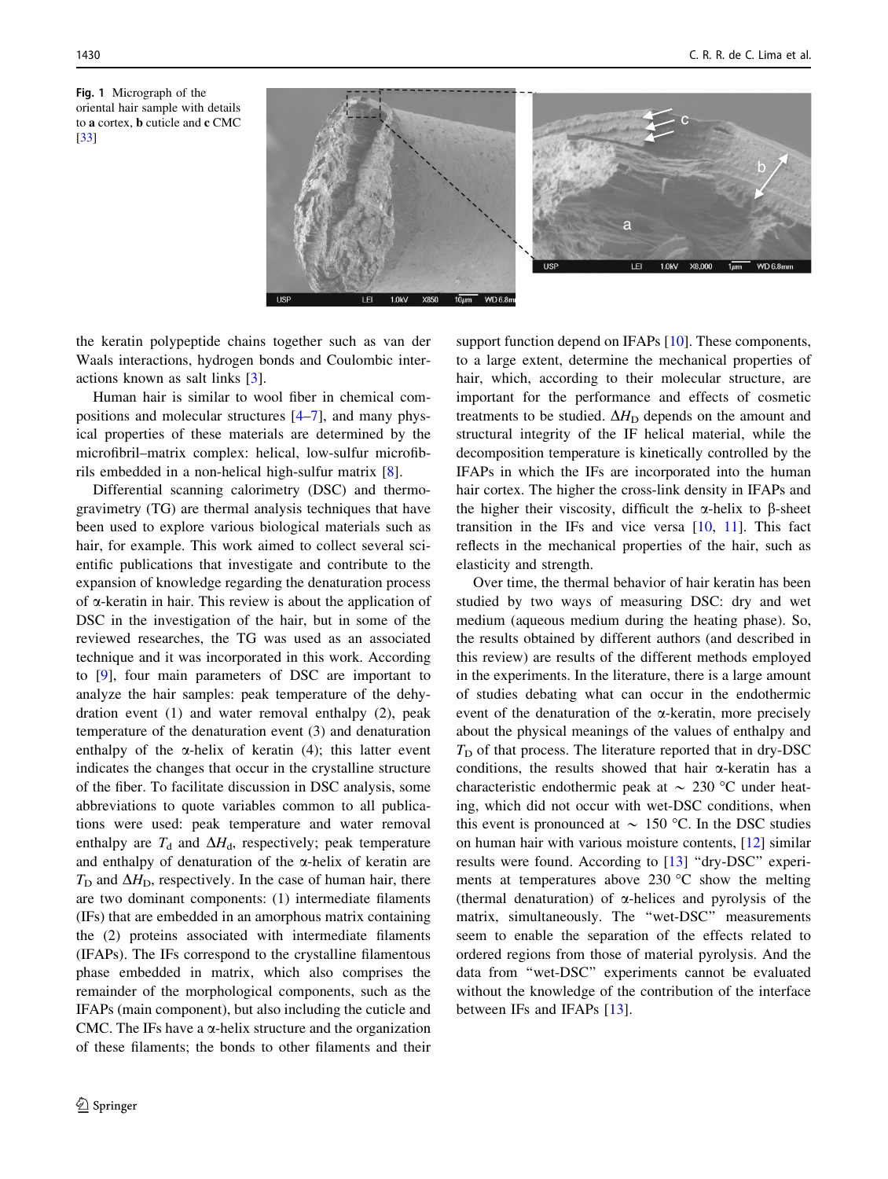Fig. 1 Micrograph of the oriental hair sample with details to **a** cortex, **b** cuticle and **c** CMC [33]

the keratin polypeptide chains together such as van der Waals interactions, hydrogen bonds and Coulombic interactions known as salt links [3].

Human hair is similar to wool fiber in chemical compositions and molecular structures [4–7], and many physical properties of these materials are determined by the microfibril–matrix complex: helical, low-sulfur microfibrils embedded in a non-helical high-sulfur matrix [8].

Differential scanning calorimetry (DSC) and thermogravimetry (TG) are thermal analysis techniques that have been used to explore various biological materials such as hair, for example. This work aimed to collect several scientific publications that investigate and contribute to the expansion of knowledge regarding the denaturation process of α-keratin in hair. This review is about the application of DSC in the investigation of the hair, but in some of the reviewed researches, the TG was used as an associated technique and it was incorporated in this work. According to [9], four main parameters of DSC are important to analyze the hair samples: peak temperature of the dehydration event (1) and water removal enthalpy (2), peak temperature of the denaturation event (3) and denaturation enthalpy of the α-helix of keratin (4); this latter event indicates the changes that occur in the crystalline structure of the fiber. To facilitate discussion in DSC analysis, some abbreviations to quote variables common to all publications were used: peak temperature and water removal enthalpy are $T_d$ and $\Delta H_d$, respectively; peak temperature and enthalpy of denaturation of the α-helix of keratin are $T_D$ and $\Delta H_D$, respectively. In the case of human hair, there are two dominant components: (1) intermediate filaments (IFs) that are embedded in an amorphous matrix containing the (2) proteins associated with intermediate filaments (IFAPs). The IFs correspond to the crystalline filamentous phase embedded in matrix, which also comprises the remainder of the morphological components, such as the IFAPs (main component), but also including the cuticle and CMC. The IFs have a α-helix structure and the organization of these filaments; the bonds to other filaments and their support function depend on IFAPs [10]. These components, to a large extent, determine the mechanical properties of hair, which, according to their molecular structure, are important for the performance and effects of cosmetic treatments to be studied. $\Delta H_D$ depends on the amount and structural integrity of the IF helical material, while the decomposition temperature is kinetically controlled by the IFAPs in which the IFs are incorporated into the human hair cortex. The higher the cross-link density in IFAPs and the higher their viscosity, difficult the α-helix to β-sheet transition in the IFs and vice versa [10, 11]. This fact reflects in the mechanical properties of the hair, such as elasticity and strength.

Over time, the thermal behavior of hair keratin has been studied by two ways of measuring DSC: dry and wet medium (aqueous medium during the heating phase). So, the results obtained by different authors (and described in this review) are results of the different methods employed in the experiments. In the literature, there is a large amount of studies debating what can occur in the endothermic event of the denaturation of the α-keratin, more precisely about the physical meanings of the values of enthalpy and $T_D$ of that process. The literature reported that in dry-DSC conditions, the results showed that hair α-keratin has a characteristic endothermic peak at ~ 230 °C under heating, which did not occur with wet-DSC conditions, when this event is pronounced at ~ 150 °C. In the DSC studies on human hair with various moisture contents, [12] similar results were found. According to [13] "dry-DSC" experiments at temperatures above 230 °C show the melting (thermal denaturation) of α-helices and pyrolysis of the matrix, simultaneously. The "wet-DSC" measurements seem to enable the separation of the effects related to ordered regions from those of material pyrolysis. And the data from "wet-DSC" experiments cannot be evaluated without the knowledge of the contribution of the interface between IFs and IFAPs [13].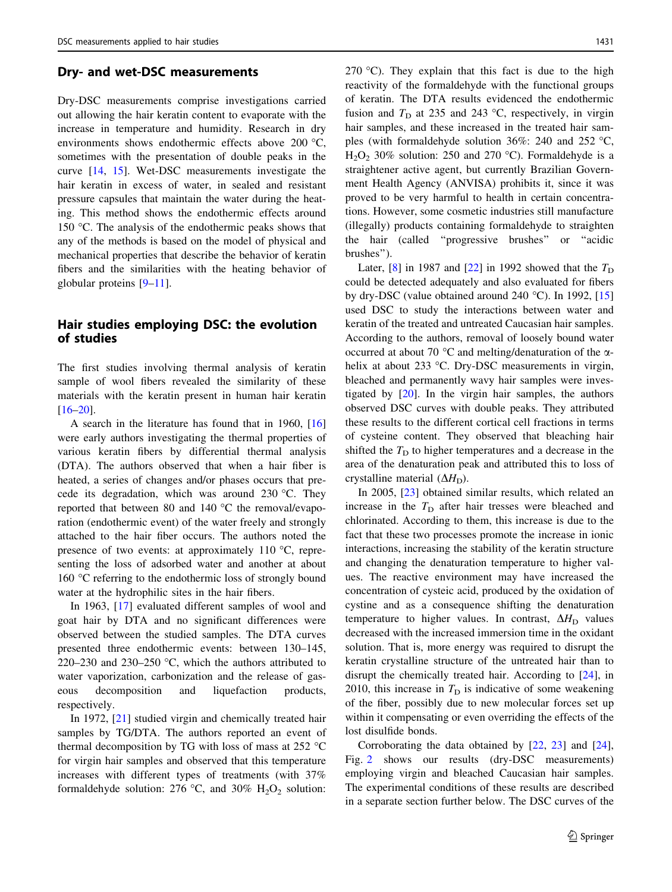## Dry- and wet-DSC measurements

Dry-DSC measurements comprise investigations carried out allowing the hair keratin content to evaporate with the increase in temperature and humidity. Research in dry environments shows endothermic effects above 200 °C, sometimes with the presentation of double peaks in the curve [14, 15]. Wet-DSC measurements investigate the hair keratin in excess of water, in sealed and resistant pressure capsules that maintain the water during the heating. This method shows the endothermic effects around 150 °C. The analysis of the endothermic peaks shows that any of the methods is based on the model of physical and mechanical properties that describe the behavior of keratin fibers and the similarities with the heating behavior of globular proteins [9–11].

## Hair studies employing DSC: the evolution of studies

The first studies involving thermal analysis of keratin sample of wool fibers revealed the similarity of these materials with the keratin present in human hair keratin [16–20].

A search in the literature has found that in 1960, [16] were early authors investigating the thermal properties of various keratin fibers by differential thermal analysis (DTA). The authors observed that when a hair fiber is heated, a series of changes and/or phases occurs that precede its degradation, which was around 230 °C. They reported that between 80 and 140 °C the removal/evaporation (endothermic event) of the water freely and strongly attached to the hair fiber occurs. The authors noted the presence of two events: at approximately 110 °C, representing the loss of adsorbed water and another at about 160 °C referring to the endothermic loss of strongly bound water at the hydrophilic sites in the hair fibers.

In 1963, [17] evaluated different samples of wool and goat hair by DTA and no significant differences were observed between the studied samples. The DTA curves presented three endothermic events: between 130–145, 220–230 and 230–250 °C, which the authors attributed to water vaporization, carbonization and the release of gaseous decomposition and liquefaction products, respectively.

In 1972, [21] studied virgin and chemically treated hair samples by TG/DTA. The authors reported an event of thermal decomposition by TG with loss of mass at 252 °C for virgin hair samples and observed that this temperature increases with different types of treatments (with 37% formaldehyde solution: 276 °C, and 30% $H_2O_2$ solution: 270 °C). They explain that this fact is due to the high reactivity of the formaldehyde with the functional groups of keratin. The DTA results evidenced the endothermic fusion and $T_D$ at 235 and 243 °C, respectively, in virgin hair samples, and these increased in the treated hair samples (with formaldehyde solution 36%: 240 and 252 °C, $H_2O_2$ 30% solution: 250 and 270 °C). Formaldehyde is a straightener active agent, but currently Brazilian Government Health Agency (ANVISA) prohibits it, since it was proved to be very harmful to health in certain concentrations. However, some cosmetic industries still manufacture (illegally) products containing formaldehyde to straighten the hair (called "progressive brushes" or "acidic brushes").

Later, [8] in 1987 and [22] in 1992 showed that the $T_D$ could be detected adequately and also evaluated for fibers by dry-DSC (value obtained around 240 °C). In 1992, [15] used DSC to study the interactions between water and keratin of the treated and untreated Caucasian hair samples. According to the authors, removal of loosely bound water occurred at about 70 °C and melting/denaturation of the α-helix at about 233 °C. Dry-DSC measurements in virgin, bleached and permanently wavy hair samples were investigated by [20]. In the virgin hair samples, the authors observed DSC curves with double peaks. They attributed these results to the different cortical cell fractions in terms of cysteine content. They observed that bleaching hair shifted the $T_D$ to higher temperatures and a decrease in the area of the denaturation peak and attributed this to loss of crystalline material ($\Delta H_D$).

In 2005, [23] obtained similar results, which related an increase in the $T_D$ after hair tresses were bleached and chlorinated. According to them, this increase is due to the fact that these two processes promote the increase in ionic interactions, increasing the stability of the keratin structure and changing the denaturation temperature to higher values. The reactive environment may have increased the concentration of cysteic acid, produced by the oxidation of cystine and as a consequence shifting the denaturation temperature to higher values. In contrast, $\Delta H_D$ values decreased with the increased immersion time in the oxidant solution. That is, more energy was required to disrupt the keratin crystalline structure of the untreated hair than to disrupt the chemically treated hair. According to [24], in 2010, this increase in $T_D$ is indicative of some weakening of the fiber, possibly due to new molecular forces set up within it compensating or even overriding the effects of the lost disulfide bonds.

Corroborating the data obtained by [22, 23] and [24], Fig. 2 shows our results (dry-DSC measurements) employing virgin and bleached Caucasian hair samples. The experimental conditions of these results are described in a separate section further below. The DSC curves of the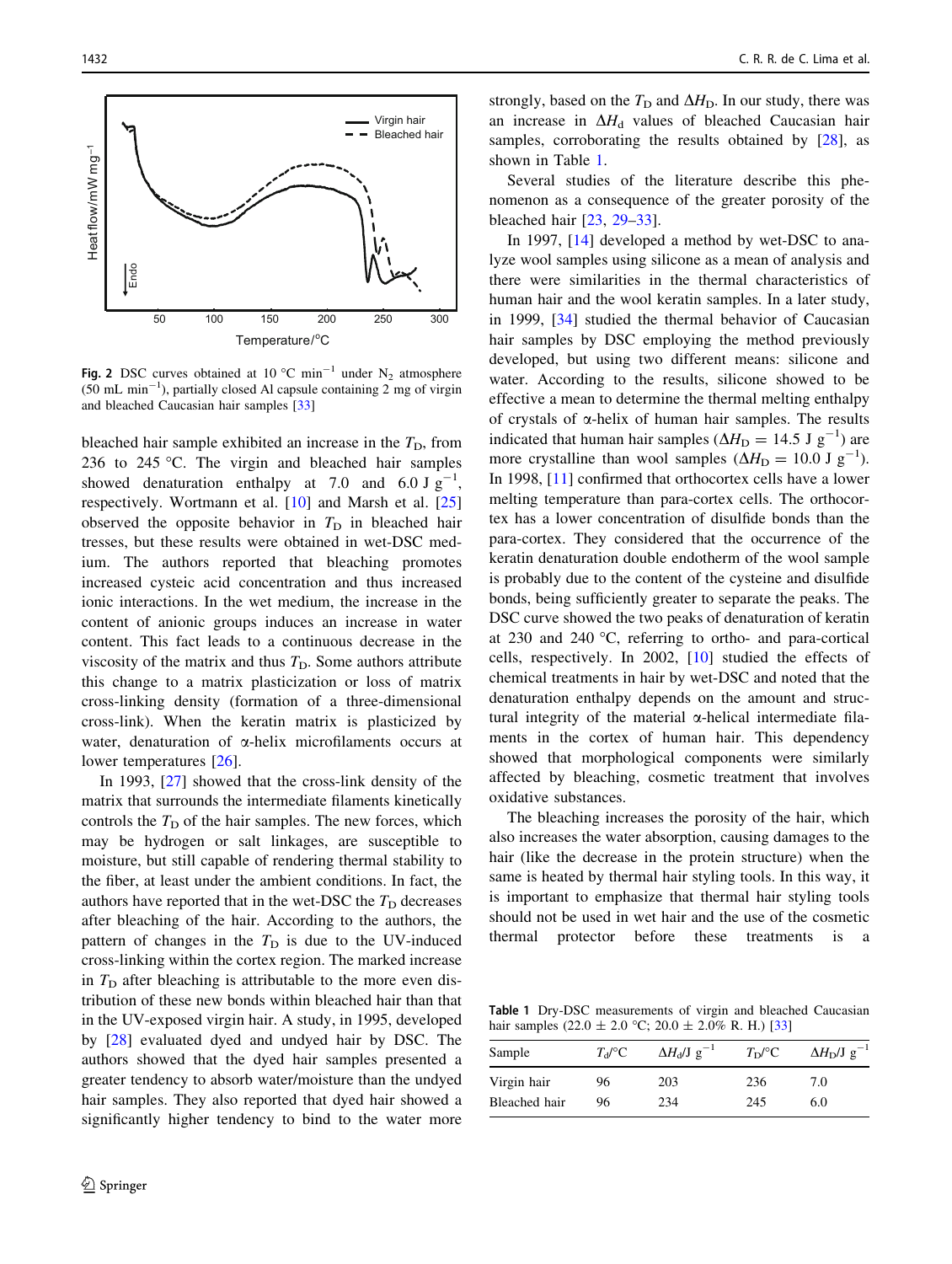Fig. 2 DSC curves obtained at 10 °C min$^{-1}$ under $N_2$ atmosphere (50 mL min$^{-1}$), partially closed Al capsule containing 2 mg of virgin and bleached Caucasian hair samples [33]

bleached hair sample exhibited an increase in the $T_D$, from 236 to 245 °C. The virgin and bleached hair samples showed denaturation enthalpy at 7.0 and 6.0 J g$^{-1}$, respectively. Wortmann et al. [10] and Marsh et al. [25] observed the opposite behavior in $T_D$ in bleached hair tresses, but these results were obtained in wet-DSC medium. The authors reported that bleaching promotes increased cysteic acid concentration and thus increased ionic interactions. In the wet medium, the increase in the content of anionic groups induces an increase in water content. This fact leads to a continuous decrease in the viscosity of the matrix and thus $T_D$. Some authors attribute this change to a matrix plasticization or loss of matrix cross-linking density (formation of a three-dimensional cross-link). When the keratin matrix is plasticized by water, denaturation of α-helix microfilaments occurs at lower temperatures [26].

In 1993, [27] showed that the cross-link density of the matrix that surrounds the intermediate filaments kinetically controls the $T_D$ of the hair samples. The new forces, which may be hydrogen or salt linkages, are susceptible to moisture, but still capable of rendering thermal stability to the fiber, at least under the ambient conditions. In fact, the authors have reported that in the wet-DSC the $T_D$ decreases after bleaching of the hair. According to the authors, the pattern of changes in the $T_D$ is due to the UV-induced cross-linking within the cortex region. The marked increase in $T_D$ after bleaching is attributable to the more even distribution of these new bonds within bleached hair than that in the UV-exposed virgin hair. A study, in 1995, developed by [28] evaluated dyed and undyed hair by DSC. The authors showed that the dyed hair samples presented a greater tendency to absorb water/moisture than the undyed hair samples. They also reported that dyed hair showed a significantly higher tendency to bind to the water more strongly, based on the $T_D$ and $\Delta H_D$. In our study, there was an increase in $\Delta H_d$ values of bleached Caucasian hair samples, corroborating the results obtained by [28], as shown in Table 1.

Several studies of the literature describe this phenomenon as a consequence of the greater porosity of the bleached hair [23, 29–33].

In 1997, [14] developed a method by wet-DSC to analyze wool samples using silicone as a mean of analysis and there were similarities in the thermal characteristics of human hair and the wool keratin samples. In a later study, in 1999, [34] studied the thermal behavior of Caucasian hair samples by DSC employing the method previously developed, but using two different means: silicone and water. According to the results, silicone showed to be effective a mean to determine the thermal melting enthalpy of crystals of α-helix of human hair samples. The results indicated that human hair samples ($\Delta H_D = 14.5$ J g$^{-1}$) are more crystalline than wool samples ($\Delta H_D = 10.0$ J g$^{-1}$). In 1998, [11] confirmed that orthocortex cells have a lower melting temperature than para-cortex cells. The orthocortex has a lower concentration of disulfide bonds than the para-cortex. They considered that the occurrence of the keratin denaturation double endotherm of the wool sample is probably due to the content of the cysteine and disulfide bonds, being sufficiently greater to separate the peaks. The DSC curve showed the two peaks of denaturation of keratin at 230 and 240 °C, referring to ortho- and para-cortical cells, respectively. In 2002, [10] studied the effects of chemical treatments in hair by wet-DSC and noted that the denaturation enthalpy depends on the amount and structural integrity of the material α-helical intermediate filaments in the cortex of human hair. This dependency showed that morphological components were similarly affected by bleaching, cosmetic treatment that involves oxidative substances.

The bleaching increases the porosity of the hair, which also increases the water absorption, causing damages to the hair (like the decrease in the protein structure) when the same is heated by thermal hair styling tools. In this way, it is important to emphasize that thermal hair styling tools should not be used in wet hair and the use of the cosmetic thermal protector before these treatments is a

**Table 1** Dry-DSC measurements of virgin and bleached Caucasian hair samples (22.0 ± 2.0 °C; 20.0 ± 2.0% R. H.) [33]

| Sample | $T_d$/°C | $\Delta H_d$/J g$^{-1}$ | $T_D$/°C | $\Delta H_D$/J g$^{-1}$ |
|---|---|---|---|---|
| Virgin hair | 96 | 203 | 236 | 7.0 |
| Bleached hair | 96 | 234 | 245 | 6.0 |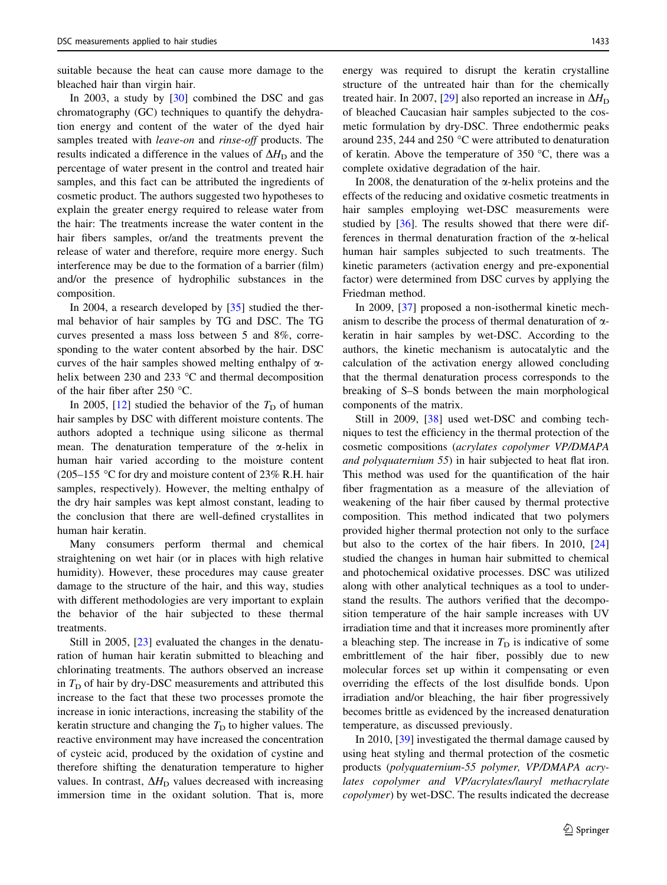suitable because the heat can cause more damage to the bleached hair than virgin hair.

In 2003, a study by [30] combined the DSC and gas chromatography (GC) techniques to quantify the dehydration energy and content of the water of the dyed hair samples treated with *leave-on* and *rinse-off* products. The results indicated a difference in the values of $\Delta H_D$ and the percentage of water present in the control and treated hair samples, and this fact can be attributed the ingredients of cosmetic product. The authors suggested two hypotheses to explain the greater energy required to release water from the hair: The treatments increase the water content in the hair fibers samples, or/and the treatments prevent the release of water and therefore, require more energy. Such interference may be due to the formation of a barrier (film) and/or the presence of hydrophilic substances in the composition.

In 2004, a research developed by [35] studied the thermal behavior of hair samples by TG and DSC. The TG curves presented a mass loss between 5 and 8%, corresponding to the water content absorbed by the hair. DSC curves of the hair samples showed melting enthalpy of α-helix between 230 and 233 °C and thermal decomposition of the hair fiber after 250 °C.

In 2005, [12] studied the behavior of the $T_D$ of human hair samples by DSC with different moisture contents. The authors adopted a technique using silicone as thermal mean. The denaturation temperature of the α-helix in human hair varied according to the moisture content (205–155 °C for dry and moisture content of 23% R.H. hair samples, respectively). However, the melting enthalpy of the dry hair samples was kept almost constant, leading to the conclusion that there are well-defined crystallites in human hair keratin.

Many consumers perform thermal and chemical straightening on wet hair (or in places with high relative humidity). However, these procedures may cause greater damage to the structure of the hair, and this way, studies with different methodologies are very important to explain the behavior of the hair subjected to these thermal treatments.

Still in 2005, [23] evaluated the changes in the denaturation of human hair keratin submitted to bleaching and chlorinating treatments. The authors observed an increase in $T_D$ of hair by dry-DSC measurements and attributed this increase to the fact that these two processes promote the increase in ionic interactions, increasing the stability of the keratin structure and changing the $T_D$ to higher values. The reactive environment may have increased the concentration of cysteic acid, produced by the oxidation of cystine and therefore shifting the denaturation temperature to higher values. In contrast, $\Delta H_D$ values decreased with increasing immersion time in the oxidant solution. That is, more energy was required to disrupt the keratin crystalline structure of the untreated hair than for the chemically treated hair. In 2007, [29] also reported an increase in $\Delta H_D$ of bleached Caucasian hair samples subjected to the cosmetic formulation by dry-DSC. Three endothermic peaks around 235, 244 and 250 °C were attributed to denaturation of keratin. Above the temperature of 350 °C, there was a complete oxidative degradation of the hair.

In 2008, the denaturation of the α-helix proteins and the effects of the reducing and oxidative cosmetic treatments in hair samples employing wet-DSC measurements were studied by [36]. The results showed that there were differences in thermal denaturation fraction of the α-helical human hair samples subjected to such treatments. The kinetic parameters (activation energy and pre-exponential factor) were determined from DSC curves by applying the Friedman method.

In 2009, [37] proposed a non-isothermal kinetic mechanism to describe the process of thermal denaturation of α-keratin in hair samples by wet-DSC. According to the authors, the kinetic mechanism is autocatalytic and the calculation of the activation energy allowed concluding that the thermal denaturation process corresponds to the breaking of S–S bonds between the main morphological components of the matrix.

Still in 2009, [38] used wet-DSC and combing techniques to test the efficiency in the thermal protection of the cosmetic compositions (*acrylates copolymer VP/DMAPA and polyquaternium 55*) in hair subjected to heat flat iron. This method was used for the quantification of the hair fiber fragmentation as a measure of the alleviation of weakening of the hair fiber caused by thermal protective composition. This method indicated that two polymers provided higher thermal protection not only to the surface but also to the cortex of the hair fibers. In 2010, [24] studied the changes in human hair submitted to chemical and photochemical oxidative processes. DSC was utilized along with other analytical techniques as a tool to understand the results. The authors verified that the decomposition temperature of the hair sample increases with UV irradiation time and that it increases more prominently after a bleaching step. The increase in $T_D$ is indicative of some embrittlement of the hair fiber, possibly due to new molecular forces set up within it compensating or even overriding the effects of the lost disulfide bonds. Upon irradiation and/or bleaching, the hair fiber progressively becomes brittle as evidenced by the increased denaturation temperature, as discussed previously.

In 2010, [39] investigated the thermal damage caused by using heat styling and thermal protection of the cosmetic products (*polyquaternium-55 polymer, VP/DMAPA acrylates copolymer and VP/acrylates/lauryl methacrylate copolymer*) by wet-DSC. The results indicated the decrease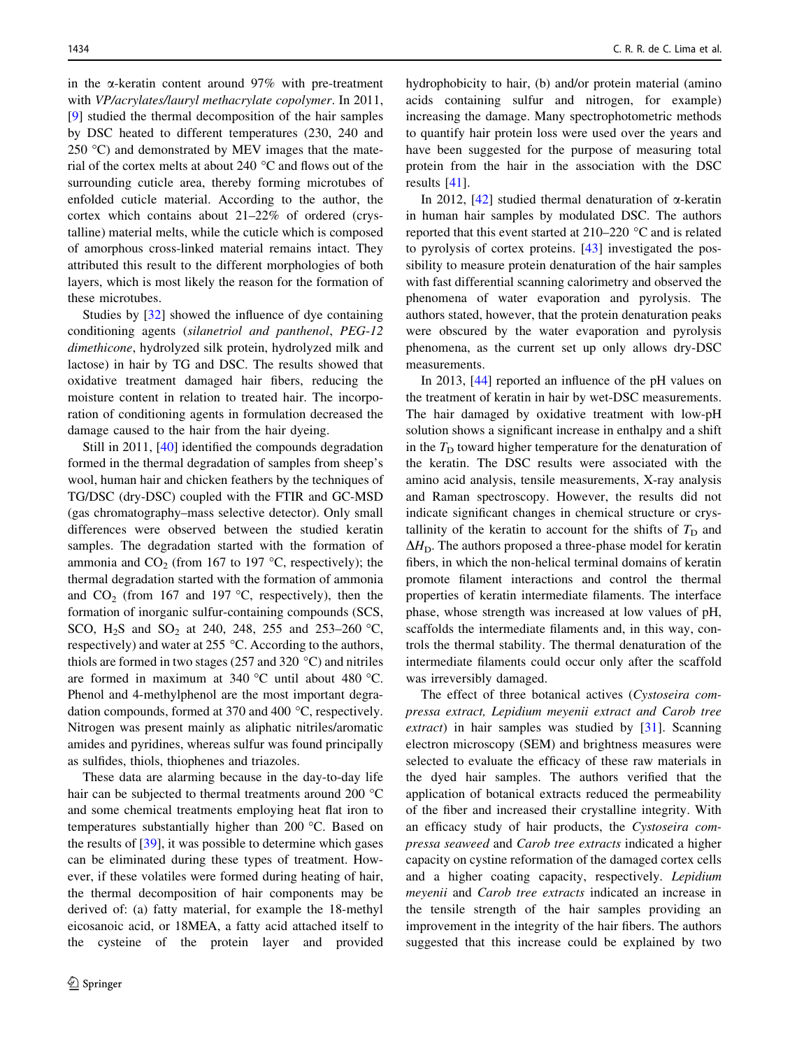in the α-keratin content around 97% with pre-treatment with *VP/acrylates/lauryl methacrylate copolymer*. In 2011, [9] studied the thermal decomposition of the hair samples by DSC heated to different temperatures (230, 240 and 250 °C) and demonstrated by MEV images that the material of the cortex melts at about 240 °C and flows out of the surrounding cuticle area, thereby forming microtubes of enfolded cuticle material. According to the author, the cortex which contains about 21–22% of ordered (crystalline) material melts, while the cuticle which is composed of amorphous cross-linked material remains intact. They attributed this result to the different morphologies of both layers, which is most likely the reason for the formation of these microtubes.

Studies by [32] showed the influence of dye containing conditioning agents (*silanetriol and panthenol*, *PEG-12 dimethicone*, hydrolyzed silk protein, hydrolyzed milk and lactose) in hair by TG and DSC. The results showed that oxidative treatment damaged hair fibers, reducing the moisture content in relation to treated hair. The incorporation of conditioning agents in formulation decreased the damage caused to the hair from the hair dyeing.

Still in 2011, [40] identified the compounds degradation formed in the thermal degradation of samples from sheep's wool, human hair and chicken feathers by the techniques of TG/DSC (dry-DSC) coupled with the FTIR and GC-MSD (gas chromatography–mass selective detector). Only small differences were observed between the studied keratin samples. The degradation started with the formation of ammonia and $CO_2$ (from 167 to 197 °C, respectively); the thermal degradation started with the formation of ammonia and $CO_2$ (from 167 and 197 °C, respectively), then the formation of inorganic sulfur-containing compounds (SCS, SCO, $H_2S$ and $SO_2$ at 240, 248, 255 and 253–260 °C, respectively) and water at 255 °C. According to the authors, thiols are formed in two stages (257 and 320 °C) and nitriles are formed in maximum at 340 °C until about 480 °C. Phenol and 4-methylphenol are the most important degradation compounds, formed at 370 and 400 °C, respectively. Nitrogen was present mainly as aliphatic nitriles/aromatic amides and pyridines, whereas sulfur was found principally as sulfides, thiols, thiophenes and triazoles.

These data are alarming because in the day-to-day life hair can be subjected to thermal treatments around 200 °C and some chemical treatments employing heat flat iron to temperatures substantially higher than 200 °C. Based on the results of [39], it was possible to determine which gases can be eliminated during these types of treatment. However, if these volatiles were formed during heating of hair, the thermal decomposition of hair components may be derived of: (a) fatty material, for example the 18-methyl eicosanoic acid, or 18MEA, a fatty acid attached itself to the cysteine of the protein layer and provided hydrophobicity to hair, (b) and/or protein material (amino acids containing sulfur and nitrogen, for example) increasing the damage. Many spectrophotometric methods to quantify hair protein loss were used over the years and have been suggested for the purpose of measuring total protein from the hair in the association with the DSC results [41].

In 2012, [42] studied thermal denaturation of α-keratin in human hair samples by modulated DSC. The authors reported that this event started at 210–220 °C and is related to pyrolysis of cortex proteins. [43] investigated the possibility to measure protein denaturation of the hair samples with fast differential scanning calorimetry and observed the phenomena of water evaporation and pyrolysis. The authors stated, however, that the protein denaturation peaks were obscured by the water evaporation and pyrolysis phenomena, as the current set up only allows dry-DSC measurements.

In 2013, [44] reported an influence of the pH values on the treatment of keratin in hair by wet-DSC measurements. The hair damaged by oxidative treatment with low-pH solution shows a significant increase in enthalpy and a shift in the $T_D$ toward higher temperature for the denaturation of the keratin. The DSC results were associated with the amino acid analysis, tensile measurements, X-ray analysis and Raman spectroscopy. However, the results did not indicate significant changes in chemical structure or crystallinity of the keratin to account for the shifts of $T_D$ and $\Delta H_D$. The authors proposed a three-phase model for keratin fibers, in which the non-helical terminal domains of keratin promote filament interactions and control the thermal properties of keratin intermediate filaments. The interface phase, whose strength was increased at low values of pH, scaffolds the intermediate filaments and, in this way, controls the thermal stability. The thermal denaturation of the intermediate filaments could occur only after the scaffold was irreversibly damaged.

The effect of three botanical actives (*Cystoseira compressa extract, Lepidium meyenii extract and Carob tree extract*) in hair samples was studied by [31]. Scanning electron microscopy (SEM) and brightness measures were selected to evaluate the efficacy of these raw materials in the dyed hair samples. The authors verified that the application of botanical extracts reduced the permeability of the fiber and increased their crystalline integrity. With an efficacy study of hair products, the *Cystoseira compressa seaweed* and *Carob tree extracts* indicated a higher capacity on cystine reformation of the damaged cortex cells and a higher coating capacity, respectively. *Lepidium meyenii* and *Carob tree extracts* indicated an increase in the tensile strength of the hair samples providing an improvement in the integrity of the hair fibers. The authors suggested that this increase could be explained by two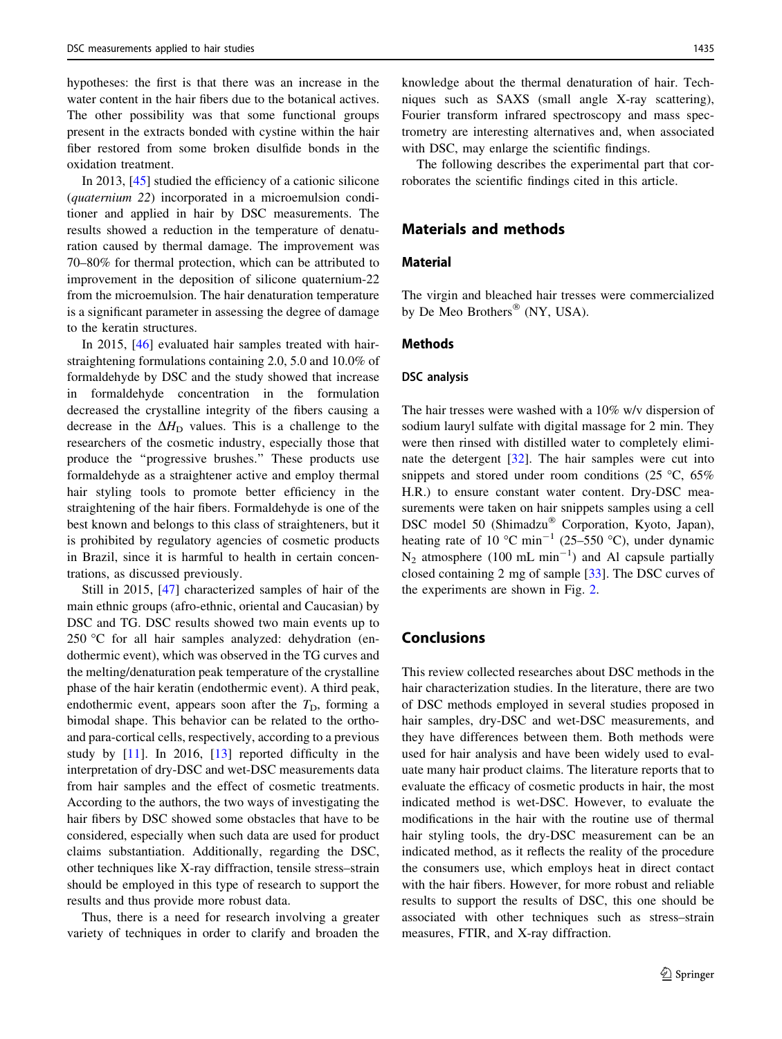hypotheses: the first is that there was an increase in the water content in the hair fibers due to the botanical actives. The other possibility was that some functional groups present in the extracts bonded with cystine within the hair fiber restored from some broken disulfide bonds in the oxidation treatment.

In 2013, [45] studied the efficiency of a cationic silicone (*quaternium 22*) incorporated in a microemulsion conditioner and applied in hair by DSC measurements. The results showed a reduction in the temperature of denaturation caused by thermal damage. The improvement was 70–80% for thermal protection, which can be attributed to improvement in the deposition of silicone quaternium-22 from the microemulsion. The hair denaturation temperature is a significant parameter in assessing the degree of damage to the keratin structures.

In 2015, [46] evaluated hair samples treated with hair-straightening formulations containing 2.0, 5.0 and 10.0% of formaldehyde by DSC and the study showed that increase in formaldehyde concentration in the formulation decreased the crystalline integrity of the fibers causing a decrease in the $\Delta H_D$ values. This is a challenge to the researchers of the cosmetic industry, especially those that produce the "progressive brushes." These products use formaldehyde as a straightener active and employ thermal hair styling tools to promote better efficiency in the straightening of the hair fibers. Formaldehyde is one of the best known and belongs to this class of straighteners, but it is prohibited by regulatory agencies of cosmetic products in Brazil, since it is harmful to health in certain concentrations, as discussed previously.

Still in 2015, [47] characterized samples of hair of the main ethnic groups (afro-ethnic, oriental and Caucasian) by DSC and TG. DSC results showed two main events up to 250 °C for all hair samples analyzed: dehydration (endothermic event), which was observed in the TG curves and the melting/denaturation peak temperature of the crystalline phase of the hair keratin (endothermic event). A third peak, endothermic event, appears soon after the $T_D$, forming a bimodal shape. This behavior can be related to the ortho- and para-cortical cells, respectively, according to a previous study by [11]. In 2016, [13] reported difficulty in the interpretation of dry-DSC and wet-DSC measurements data from hair samples and the effect of cosmetic treatments. According to the authors, the two ways of investigating the hair fibers by DSC showed some obstacles that have to be considered, especially when such data are used for product claims substantiation. Additionally, regarding the DSC, other techniques like X-ray diffraction, tensile stress–strain should be employed in this type of research to support the results and thus provide more robust data.

Thus, there is a need for research involving a greater variety of techniques in order to clarify and broaden the knowledge about the thermal denaturation of hair. Techniques such as SAXS (small angle X-ray scattering), Fourier transform infrared spectroscopy and mass spectrometry are interesting alternatives and, when associated with DSC, may enlarge the scientific findings.

The following describes the experimental part that corroborates the scientific findings cited in this article.

## Materials and methods

### Material

The virgin and bleached hair tresses were commercialized by De Meo Brothers® (NY, USA).

### Methods

#### DSC analysis

The hair tresses were washed with a 10% w/v dispersion of sodium lauryl sulfate with digital massage for 2 min. They were then rinsed with distilled water to completely eliminate the detergent [32]. The hair samples were cut into snippets and stored under room conditions (25 °C, 65% H.R.) to ensure constant water content. Dry-DSC measurements were taken on hair snippets samples using a cell DSC model 50 (Shimadzu® Corporation, Kyoto, Japan), heating rate of 10 °C $\text{min}^{-1}$ (25–550 °C), under dynamic $N_2$ atmosphere (100 mL $\text{min}^{-1}$) and Al capsule partially closed containing 2 mg of sample [33]. The DSC curves of the experiments are shown in Fig. 2.

## Conclusions

This review collected researches about DSC methods in the hair characterization studies. In the literature, there are two of DSC methods employed in several studies proposed in hair samples, dry-DSC and wet-DSC measurements, and they have differences between them. Both methods were used for hair analysis and have been widely used to evaluate many hair product claims. The literature reports that to evaluate the efficacy of cosmetic products in hair, the most indicated method is wet-DSC. However, to evaluate the modifications in the hair with the routine use of thermal hair styling tools, the dry-DSC measurement can be an indicated method, as it reflects the reality of the procedure the consumers use, which employs heat in direct contact with the hair fibers. However, for more robust and reliable results to support the results of DSC, this one should be associated with other techniques such as stress–strain measures, FTIR, and X-ray diffraction.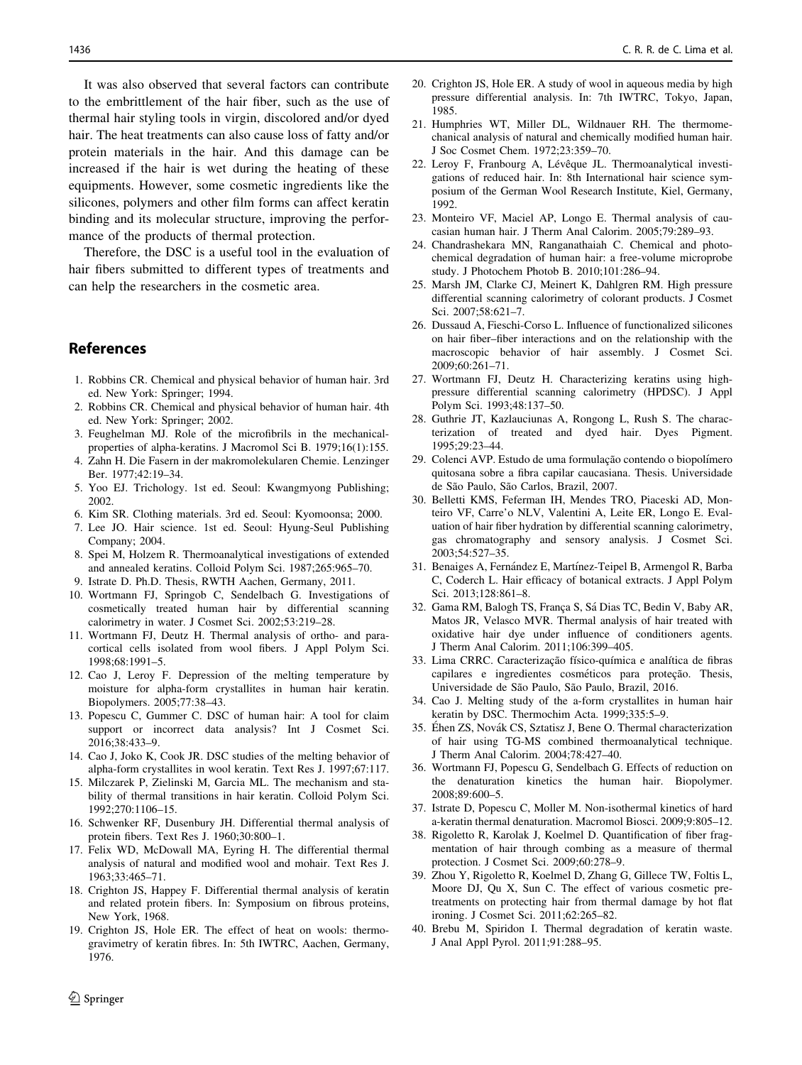It was also observed that several factors can contribute to the embrittlement of the hair fiber, such as the use of thermal hair styling tools in virgin, discolored and/or dyed hair. The heat treatments can also cause loss of fatty and/or protein materials in the hair. And this damage can be increased if the hair is wet during the heating of these equipments. However, some cosmetic ingredients like the silicones, polymers and other film forms can affect keratin binding and its molecular structure, improving the performance of the products of thermal protection.

Therefore, the DSC is a useful tool in the evaluation of hair fibers submitted to different types of treatments and can help the researchers in the cosmetic area.

## References

1. Robbins CR. Chemical and physical behavior of human hair. 3rd ed. New York: Springer; 1994.
2. Robbins CR. Chemical and physical behavior of human hair. 4th ed. New York: Springer; 2002.
3. Feughelman MJ. Role of the microfibrils in the mechanical-properties of alpha-keratins. J Macromol Sci B. 1979;16(1):155.
4. Zahn H. Die Fasern in der makromolekularen Chemie. Lenzinger Ber. 1977;42:19–34.
5. Yoo EJ. Trichology. 1st ed. Seoul: Kwangmyong Publishing; 2002.
6. Kim SR. Clothing materials. 3rd ed. Seoul: Kyomoonsa; 2000.
7. Lee JO. Hair science. 1st ed. Seoul: Hyung-Seul Publishing Company; 2004.
8. Spei M, Holzem R. Thermoanalytical investigations of extended and annealed keratins. Colloid Polym Sci. 1987;265:965–70.
9. Istrate D. Ph.D. Thesis, RWTH Aachen, Germany, 2011.
10. Wortmann FJ, Springob C, Sendelbach G. Investigations of cosmetically treated human hair by differential scanning calorimetry in water. J Cosmet Sci. 2002;53:219–28.
11. Wortmann FJ, Deutz H. Thermal analysis of ortho- and para-cortical cells isolated from wool fibers. J Appl Polym Sci. 1998;68:1991–5.
12. Cao J, Leroy F. Depression of the melting temperature by moisture for alpha-form crystallites in human hair keratin. Biopolymers. 2005;77:38–43.
13. Popescu C, Gummer C. DSC of human hair: A tool for claim support or incorrect data analysis? Int J Cosmet Sci. 2016;38:433–9.
14. Cao J, Joko K, Cook JR. DSC studies of the melting behavior of alpha-form crystallites in wool keratin. Text Res J. 1997;67:117.
15. Milczarek P, Zielinski M, Garcia ML. The mechanism and stability of thermal transitions in hair keratin. Colloid Polym Sci. 1992;270:1106–15.
16. Schwenker RF, Dusenbury JH. Differential thermal analysis of protein fibers. Text Res J. 1960;30:800–1.
17. Felix WD, McDowall MA, Eyring H. The differential thermal analysis of natural and modified wool and mohair. Text Res J. 1963;33:465–71.
18. Crighton JS, Happey F. Differential thermal analysis of keratin and related protein fibers. In: Symposium on fibrous proteins, New York, 1968.
19. Crighton JS, Hole ER. The effect of heat on wools: thermogravimetry of keratin fibres. In: 5th IWTRC, Aachen, Germany, 1976.
20. Crighton JS, Hole ER. A study of wool in aqueous media by high pressure differential analysis. In: 7th IWTRC, Tokyo, Japan, 1985.
21. Humphries WT, Miller DL, Wildnauer RH. The thermomechanical analysis of natural and chemically modified human hair. J Soc Cosmet Chem. 1972;23:359–70.
22. Leroy F, Franbourg A, Lévêque JL. Thermoanalytical investigations of reduced hair. In: 8th International hair science symposium of the German Wool Research Institute, Kiel, Germany, 1992.
23. Monteiro VF, Maciel AP, Longo E. Thermal analysis of caucasian human hair. J Therm Anal Calorim. 2005;79:289–93.
24. Chandrashekara MN, Ranganathaiah C. Chemical and photochemical degradation of human hair: a free-volume microprobe study. J Photochem Photob B. 2010;101:286–94.
25. Marsh JM, Clarke CJ, Meinert K, Dahlgren RM. High pressure differential scanning calorimetry of colorant products. J Cosmet Sci. 2007;58:621–7.
26. Dussaud A, Fieschi-Corso L. Influence of functionalized silicones on hair fiber–fiber interactions and on the relationship with the macroscopic behavior of hair assembly. J Cosmet Sci. 2009;60:261–71.
27. Wortmann FJ, Deutz H. Characterizing keratins using high-pressure differential scanning calorimetry (HPDSC). J Appl Polym Sci. 1993;48:137–50.
28. Guthrie JT, Kazlauciunas A, Rongong L, Rush S. The characterization of treated and dyed hair. Dyes Pigment. 1995;29:23–44.
29. Colenci AVP. Estudo de uma formulação contendo o biopolímero quitosana sobre a fibra capilar caucasiana. Thesis. Universidade de São Paulo, São Carlos, Brazil, 2007.
30. Belletti KMS, Feferman IH, Mendes TRO, Piaceski AD, Monteiro VF, Carre'o NLV, Valentini A, Leite ER, Longo E. Evaluation of hair fiber hydration by differential scanning calorimetry, gas chromatography and sensory analysis. J Cosmet Sci. 2003;54:527–35.
31. Benaiges A, Fernández E, Martínez-Teipel B, Armengol R, Barba C, Coderch L. Hair efficacy of botanical extracts. J Appl Polym Sci. 2013;128:861–8.
32. Gama RM, Balogh TS, França S, Sá Dias TC, Bedin V, Baby AR, Matos JR, Velasco MVR. Thermal analysis of hair treated with oxidative hair dye under influence of conditioners agents. J Therm Anal Calorim. 2011;106:399–405.
33. Lima CRRC. Caracterização físico-química e analítica de fibras capilares e ingredientes cosméticos para proteção. Thesis, Universidade de São Paulo, São Paulo, Brazil, 2016.
34. Cao J. Melting study of the a-form crystallites in human hair keratin by DSC. Thermochim Acta. 1999;335:5–9.
35. Éhen ZS, Novák CS, Sztatisz J, Bene O. Thermal characterization of hair using TG-MS combined thermoanalytical technique. J Therm Anal Calorim. 2004;78:427–40.
36. Wortmann FJ, Popescu G, Sendelbach G. Effects of reduction on the denaturation kinetics the human hair. Biopolymer. 2008;89:600–5.
37. Istrate D, Popescu C, Moller M. Non-isothermal kinetics of hard a-keratin thermal denaturation. Macromol Biosci. 2009;9:805–12.
38. Rigoletto R, Karolak J, Koelmel D. Quantification of fiber fragmentation of hair through combing as a measure of thermal protection. J Cosmet Sci. 2009;60:278–9.
39. Zhou Y, Rigoletto R, Koelmel D, Zhang G, Gillece TW, Foltis L, Moore DJ, Qu X, Sun C. The effect of various cosmetic pretreatments on protecting hair from thermal damage by hot flat ironing. J Cosmet Sci. 2011;62:265–82.
40. Brebu M, Spiridon I. Thermal degradation of keratin waste. J Anal Appl Pyrol. 2011;91:288–95.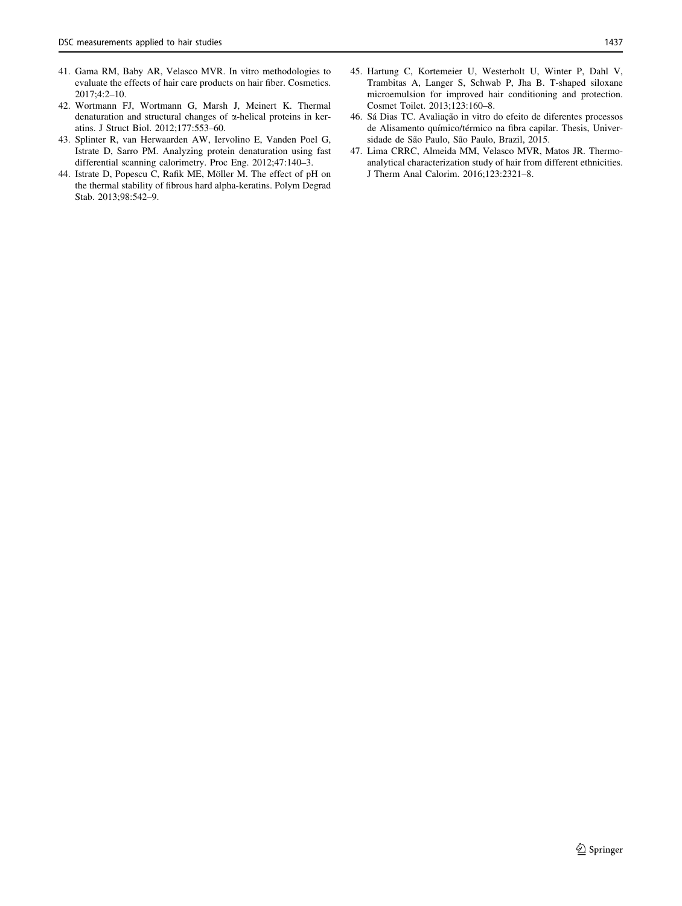41. Gama RM, Baby AR, Velasco MVR. In vitro methodologies to evaluate the effects of hair care products on hair fiber. Cosmetics. 2017;4:2–10.
42. Wortmann FJ, Wortmann G, Marsh J, Meinert K. Thermal denaturation and structural changes of α-helical proteins in keratins. J Struct Biol. 2012;177:553–60.
43. Splinter R, van Herwaarden AW, Iervolino E, Vanden Poel G, Istrate D, Sarro PM. Analyzing protein denaturation using fast differential scanning calorimetry. Proc Eng. 2012;47:140–3.
44. Istrate D, Popescu C, Rafik ME, Möller M. The effect of pH on the thermal stability of fibrous hard alpha-keratins. Polym Degrad Stab. 2013;98:542–9.
45. Hartung C, Kortemeier U, Westerholt U, Winter P, Dahl V, Trambitas A, Langer S, Schwab P, Jha B. T-shaped siloxane microemulsion for improved hair conditioning and protection. Cosmet Toilet. 2013;123:160–8.
46. Sá Dias TC. Avaliação in vitro do efeito de diferentes processos de Alisamento químico/térmico na fibra capilar. Thesis, Universidade de São Paulo, São Paulo, Brazil, 2015.
47. Lima CRRC, Almeida MM, Velasco MVR, Matos JR. Thermoanalytical characterization study of hair from different ethnicities. J Therm Anal Calorim. 2016;123:2321–8.